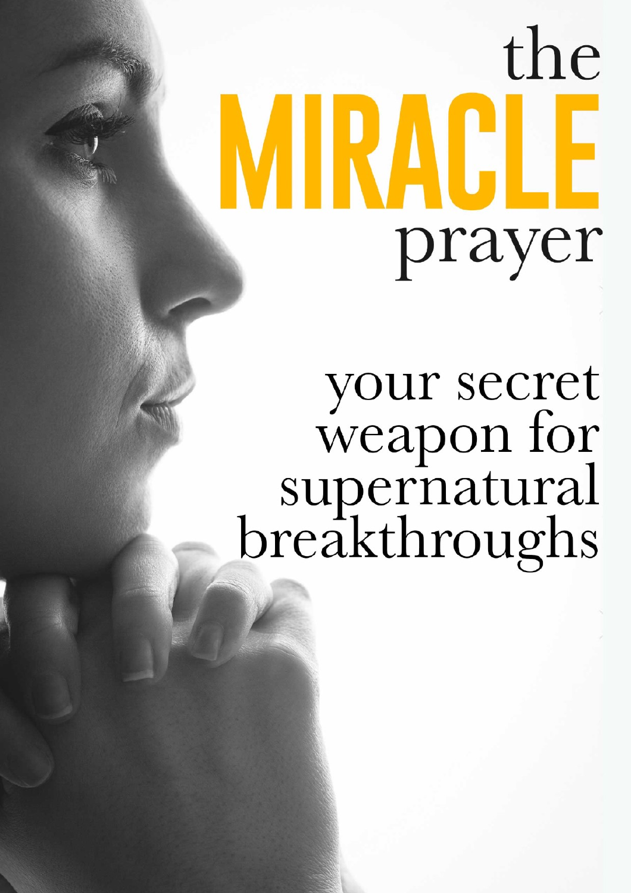# the MIRACLE prayer

## your secret weapon for supernatural breakthroughs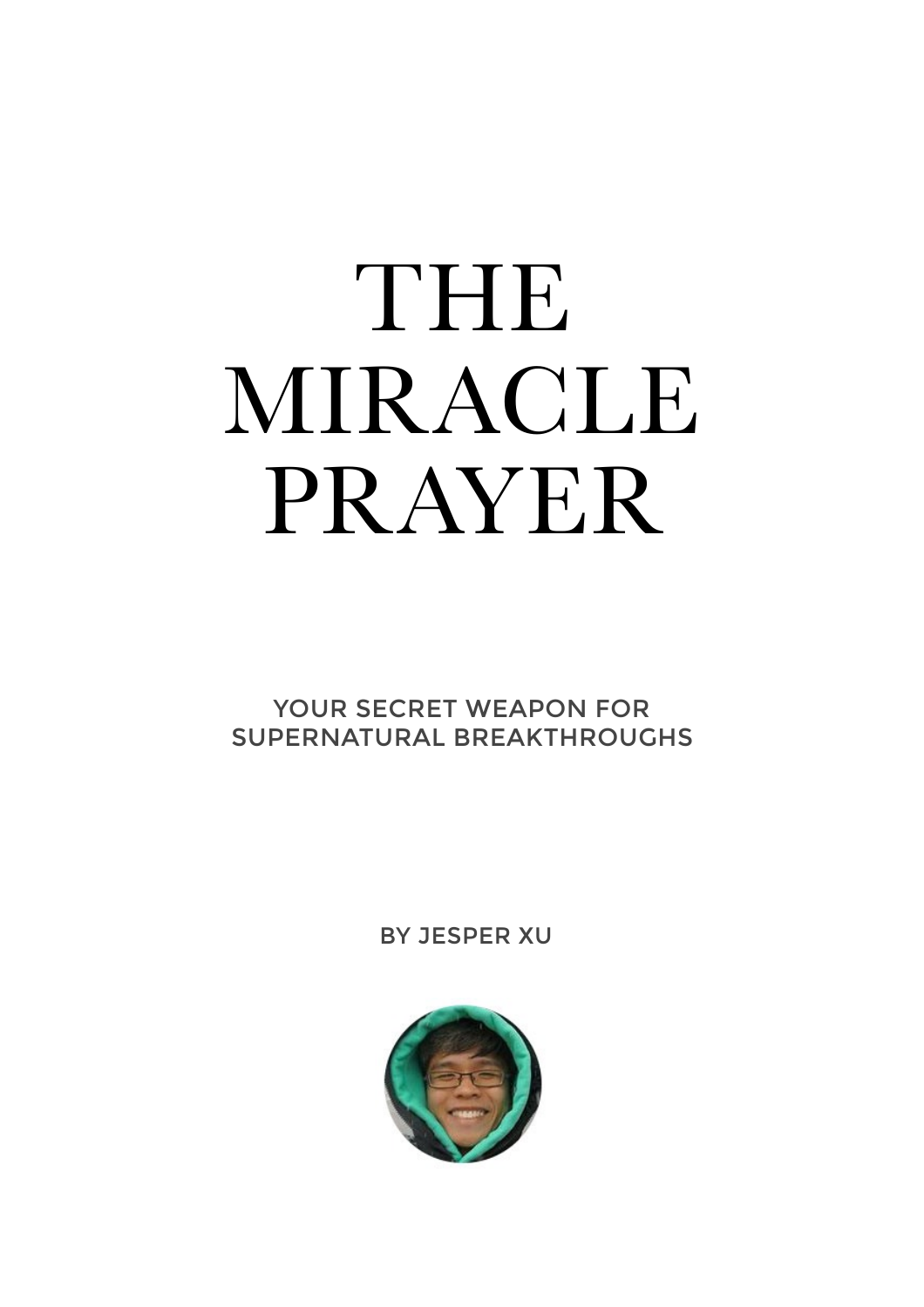# THE MIRACLE PRAYER

YOUR SECRET WEAPON FOR SUPERNATURAL BREAKTHROUGHS

BY JESPER XU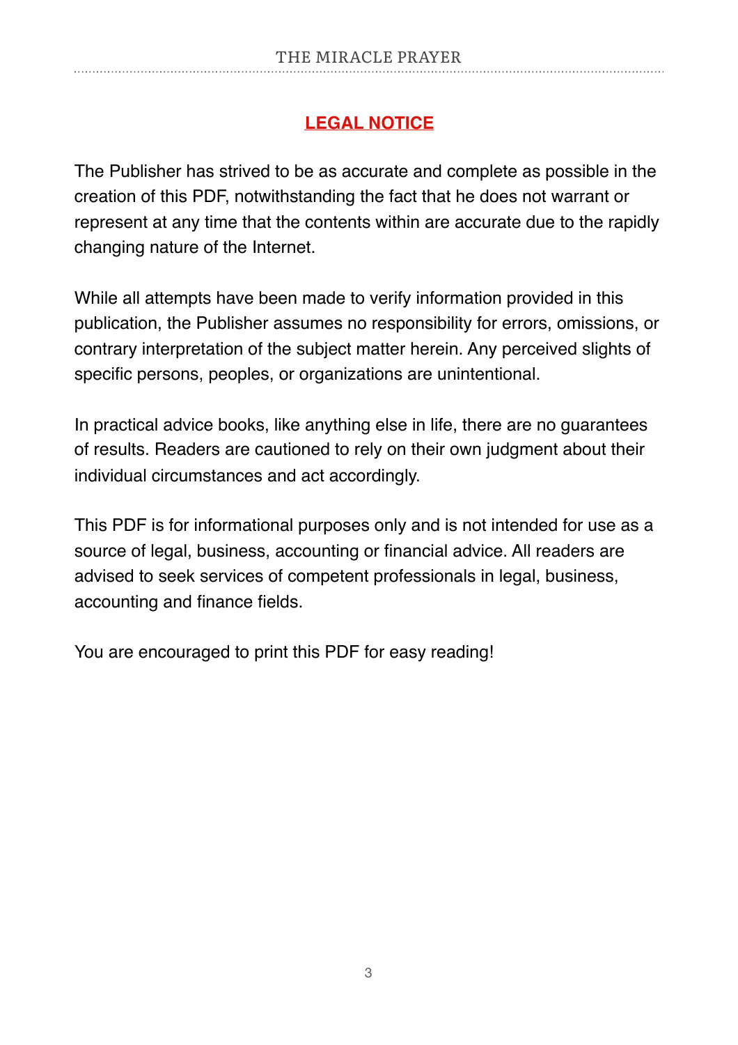# LEGAL NOTICE

The Publisher has strived to be as accurate and complete as possible in the creation of this PDF, notwithstanding the fact that he does not warrant or represent at any time that the contents within are accurate due to the rapidly changing nature of the Internet.

While all attempts have been made to verify information provided in this publication, the Publisher assumes no responsibility for errors, omissions, or contrary interpretation of the subject matter herein. Any perceived slights of specific persons, peoples, or organizations are unintentional.

In practical advice books, like anything else in life, there are no guarantees of results. Readers are cautioned to rely on their own judgment about their individual circumstances and act accordingly.

This PDF is for informational purposes only and is not intended for use as a source of legal, business, accounting or financial advice. All readers are advised to seek services of competent professionals in legal, business, accounting and finance fields.

You are encouraged to print this PDF for easy reading!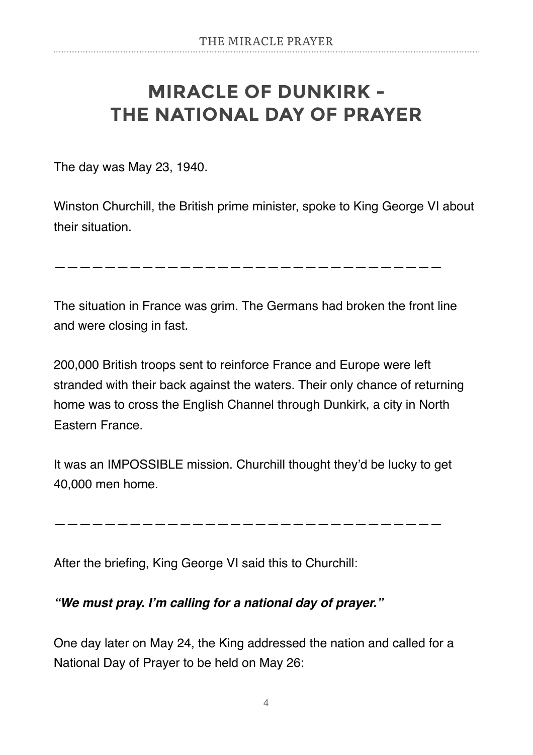# MIRACLE OF DUNKIRK – THE NATIONAL DAY OF PRAYER

The day was May 23, 1940.

Winston Churchill, the British prime minister, spoke to King George VI about their situation.

———————————————————————————————

The situation in France was grim. The Germans had broken the front line and were closing in fast.

200,000 British troops sent to reinforce France and Europe were left stranded with their back against the waters. Their only chance of returning home was to cross the English Channel through Dunkirk, a city in North Eastern France.

It was an IMPOSSIBLE mission. Churchill thought they'd be lucky to get 40,000 men home.

———————————————————————————————

After the briefing, King George VI said this to Churchill:

***"We must pray. I'm calling for a national day of prayer."***

One day later on May 24, the King addressed the nation and called for a National Day of Prayer to be held on May 26: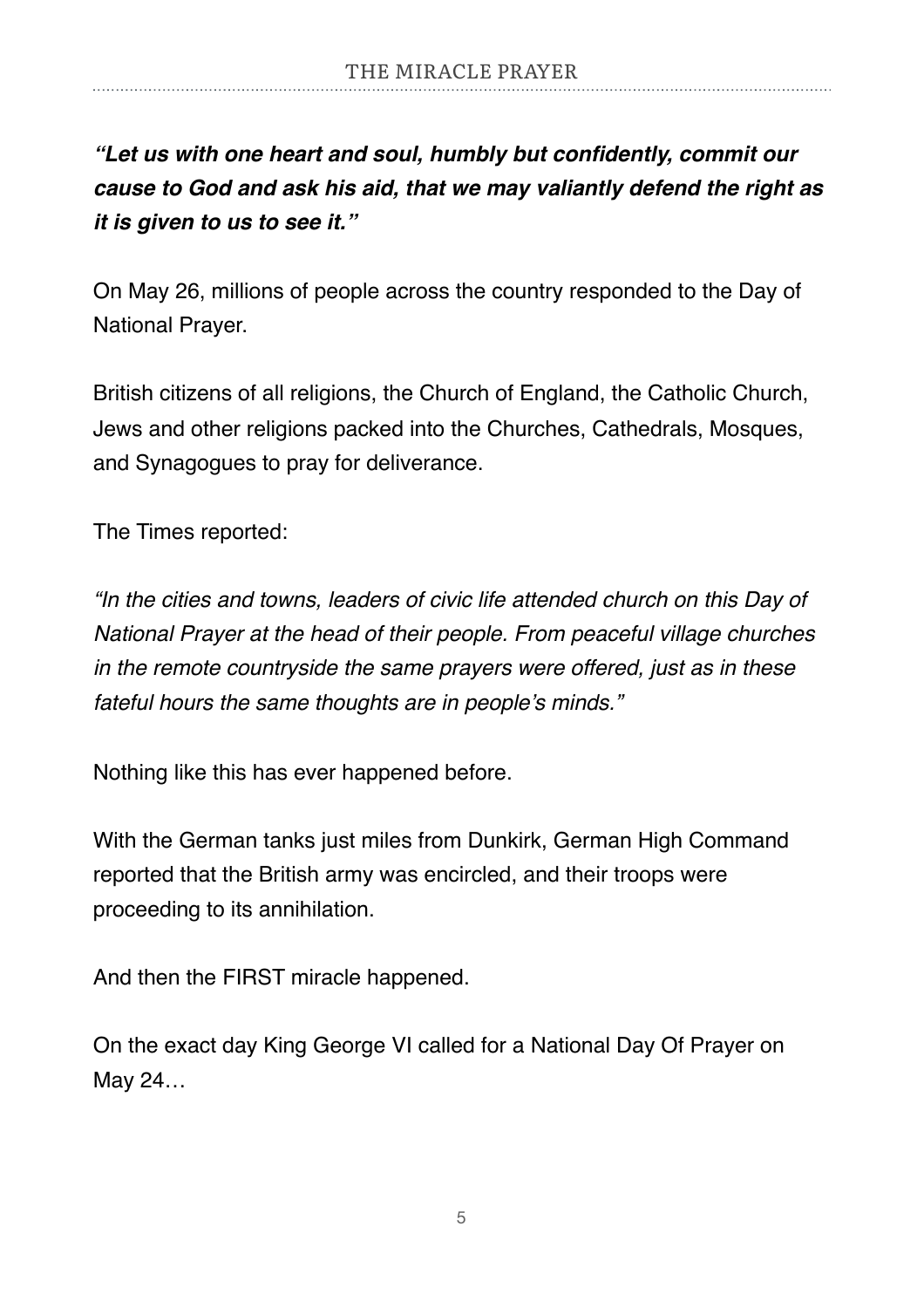***"Let us with one heart and soul, humbly but confidently, commit our cause to God and ask his aid, that we may valiantly defend the right as it is given to us to see it."***

On May 26, millions of people across the country responded to the Day of National Prayer.

British citizens of all religions, the Church of England, the Catholic Church, Jews and other religions packed into the Churches, Cathedrals, Mosques, and Synagogues to pray for deliverance.

The Times reported:

*"In the cities and towns, leaders of civic life attended church on this Day of National Prayer at the head of their people. From peaceful village churches in the remote countryside the same prayers were offered, just as in these fateful hours the same thoughts are in people's minds."*

Nothing like this has ever happened before.

With the German tanks just miles from Dunkirk, German High Command reported that the British army was encircled, and their troops were proceeding to its annihilation.

And then the FIRST miracle happened.

On the exact day King George VI called for a National Day Of Prayer on May 24…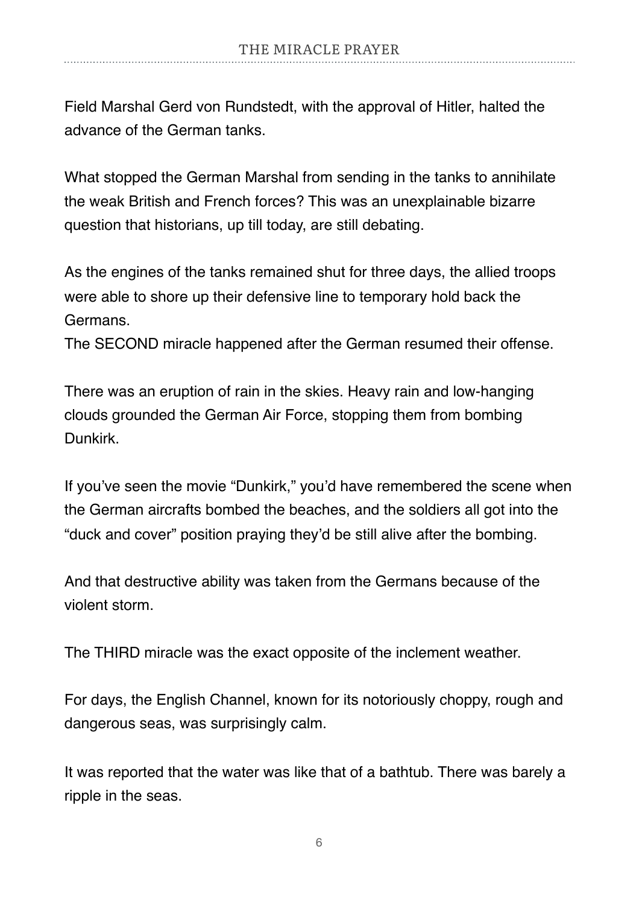Field Marshal Gerd von Rundstedt, with the approval of Hitler, halted the advance of the German tanks.

What stopped the German Marshal from sending in the tanks to annihilate the weak British and French forces? This was an unexplainable bizarre question that historians, up till today, are still debating.

As the engines of the tanks remained shut for three days, the allied troops were able to shore up their defensive line to temporary hold back the Germans.

The SECOND miracle happened after the German resumed their offense.

There was an eruption of rain in the skies. Heavy rain and low-hanging clouds grounded the German Air Force, stopping them from bombing Dunkirk.

If you've seen the movie "Dunkirk," you'd have remembered the scene when the German aircrafts bombed the beaches, and the soldiers all got into the "duck and cover" position praying they'd be still alive after the bombing.

And that destructive ability was taken from the Germans because of the violent storm.

The THIRD miracle was the exact opposite of the inclement weather.

For days, the English Channel, known for its notoriously choppy, rough and dangerous seas, was surprisingly calm.

It was reported that the water was like that of a bathtub. There was barely a ripple in the seas.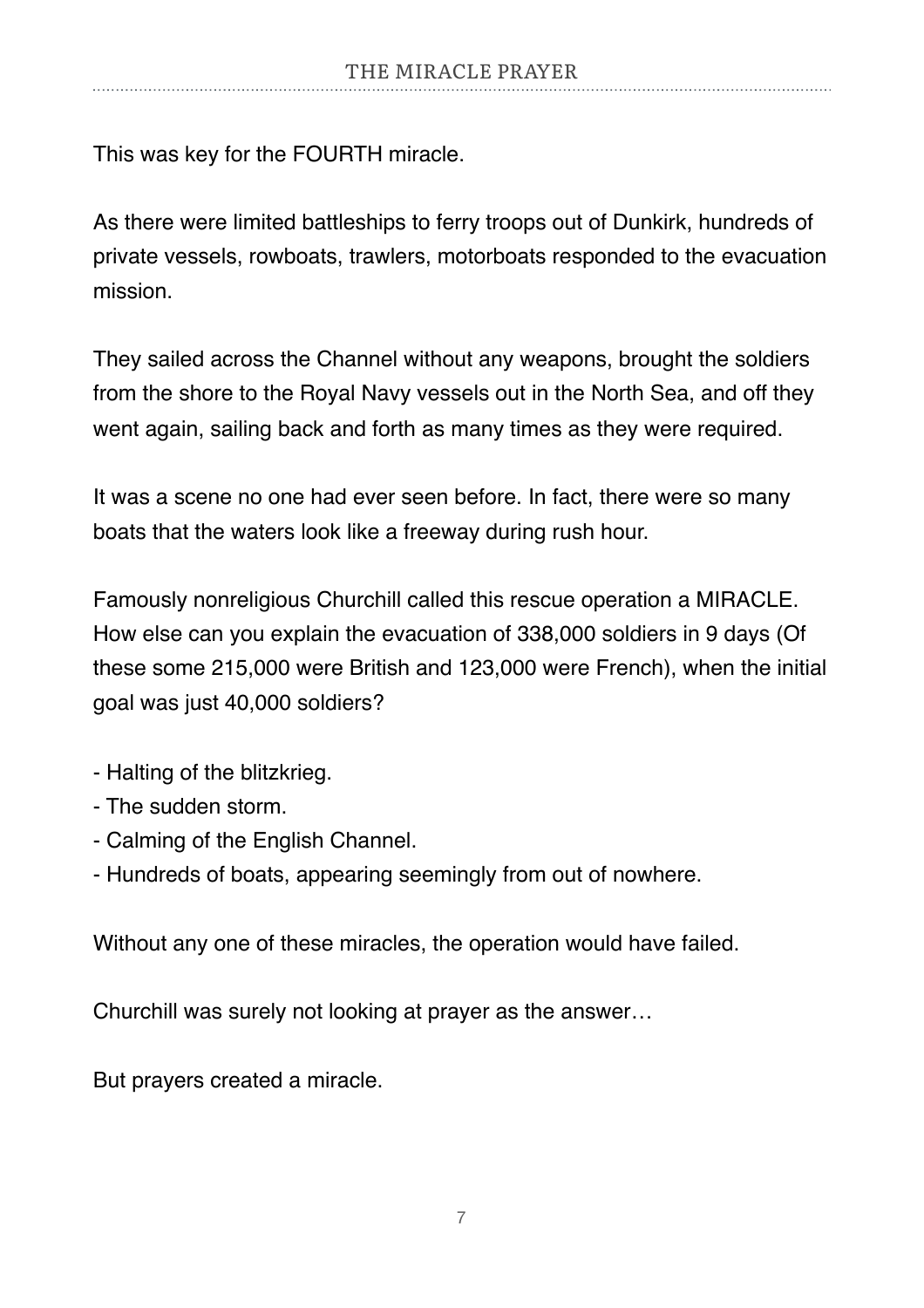This was key for the FOURTH miracle.

As there were limited battleships to ferry troops out of Dunkirk, hundreds of private vessels, rowboats, trawlers, motorboats responded to the evacuation mission.

They sailed across the Channel without any weapons, brought the soldiers from the shore to the Royal Navy vessels out in the North Sea, and off they went again, sailing back and forth as many times as they were required.

It was a scene no one had ever seen before. In fact, there were so many boats that the waters look like a freeway during rush hour.

Famously nonreligious Churchill called this rescue operation a MIRACLE. How else can you explain the evacuation of 338,000 soldiers in 9 days (Of these some 215,000 were British and 123,000 were French), when the initial goal was just 40,000 soldiers?

- Halting of the blitzkrieg.
- The sudden storm.
- Calming of the English Channel.
- Hundreds of boats, appearing seemingly from out of nowhere.

Without any one of these miracles, the operation would have failed.

Churchill was surely not looking at prayer as the answer…

But prayers created a miracle.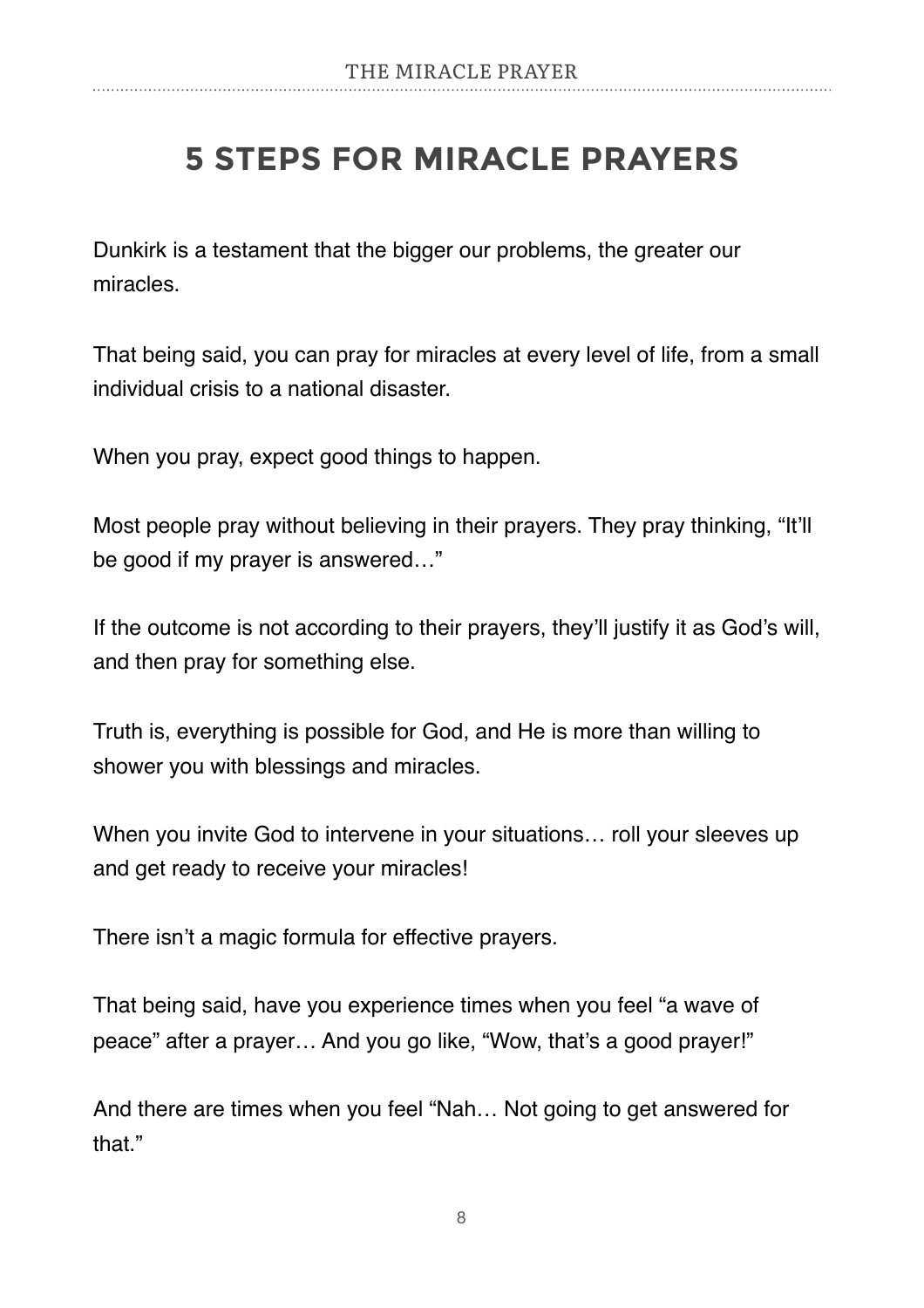# 5 STEPS FOR MIRACLE PRAYERS

Dunkirk is a testament that the bigger our problems, the greater our miracles.

That being said, you can pray for miracles at every level of life, from a small individual crisis to a national disaster.

When you pray, expect good things to happen.

Most people pray without believing in their prayers. They pray thinking, "It'll be good if my prayer is answered…"

If the outcome is not according to their prayers, they'll justify it as God's will, and then pray for something else.

Truth is, everything is possible for God, and He is more than willing to shower you with blessings and miracles.

When you invite God to intervene in your situations… roll your sleeves up and get ready to receive your miracles!

There isn't a magic formula for effective prayers.

That being said, have you experience times when you feel "a wave of peace" after a prayer… And you go like, "Wow, that's a good prayer!"

And there are times when you feel "Nah… Not going to get answered for that."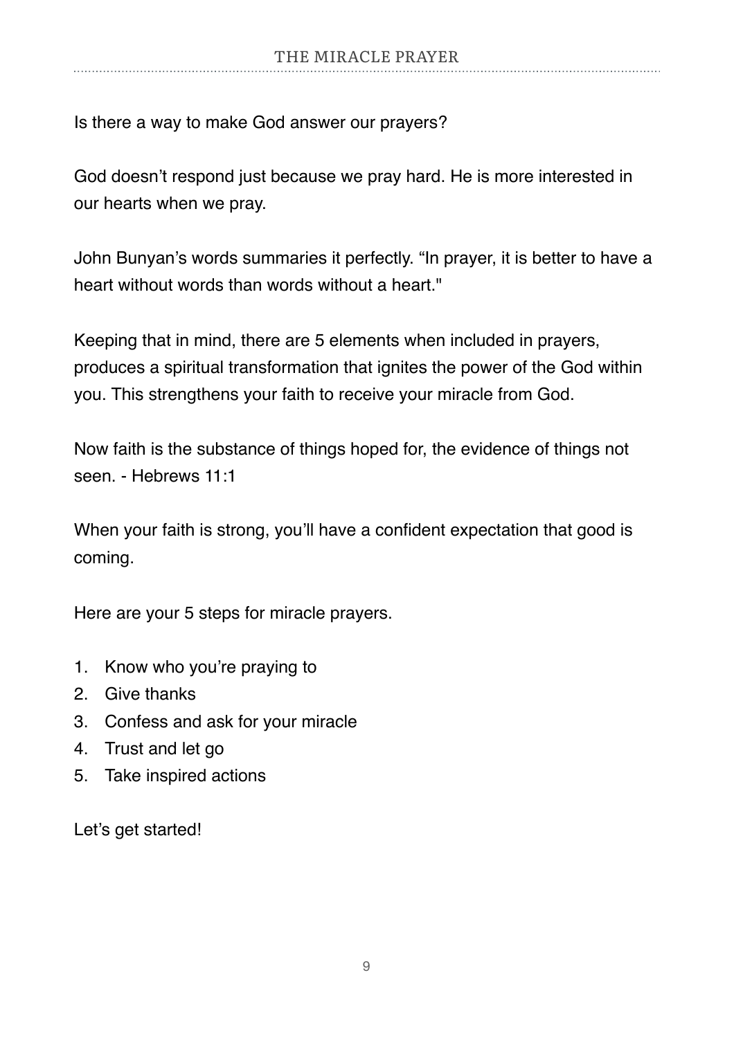Is there a way to make God answer our prayers?

God doesn't respond just because we pray hard. He is more interested in our hearts when we pray.

John Bunyan's words summaries it perfectly. "In prayer, it is better to have a heart without words than words without a heart."

Keeping that in mind, there are 5 elements when included in prayers, produces a spiritual transformation that ignites the power of the God within you. This strengthens your faith to receive your miracle from God.

Now faith is the substance of things hoped for, the evidence of things not seen. - Hebrews 11:1

When your faith is strong, you'll have a confident expectation that good is coming.

Here are your 5 steps for miracle prayers.

1. Know who you're praying to
2. Give thanks
3. Confess and ask for your miracle
4. Trust and let go
5. Take inspired actions

Let's get started!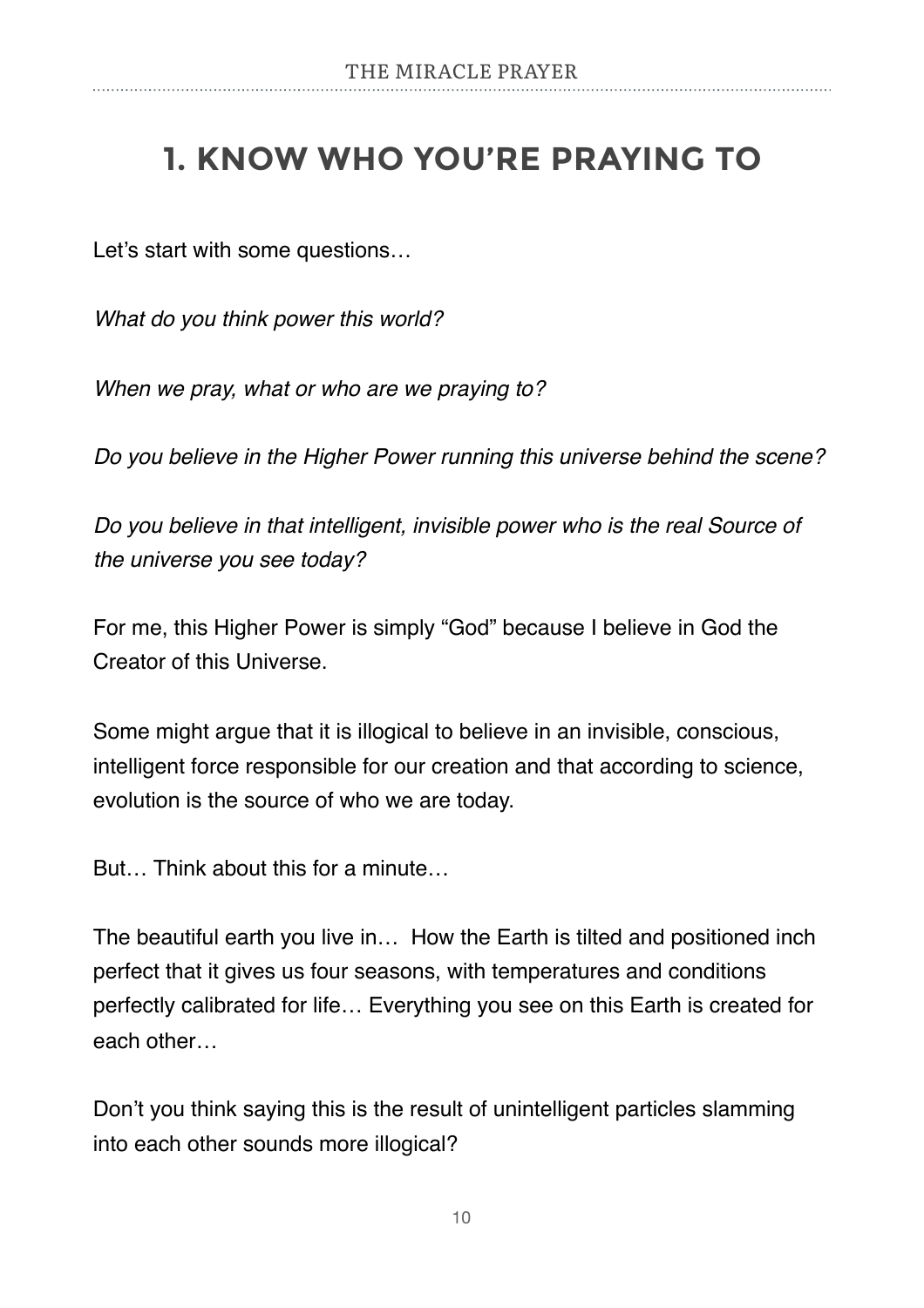# 1. KNOW WHO YOU'RE PRAYING TO

Let's start with some questions…

*What do you think power this world?*

*When we pray, what or who are we praying to?*

*Do you believe in the Higher Power running this universe behind the scene?*

*Do you believe in that intelligent, invisible power who is the real Source of the universe you see today?*

For me, this Higher Power is simply "God" because I believe in God the Creator of this Universe.

Some might argue that it is illogical to believe in an invisible, conscious, intelligent force responsible for our creation and that according to science, evolution is the source of who we are today.

But… Think about this for a minute…

The beautiful earth you live in… How the Earth is tilted and positioned inch perfect that it gives us four seasons, with temperatures and conditions perfectly calibrated for life… Everything you see on this Earth is created for each other…

Don't you think saying this is the result of unintelligent particles slamming into each other sounds more illogical?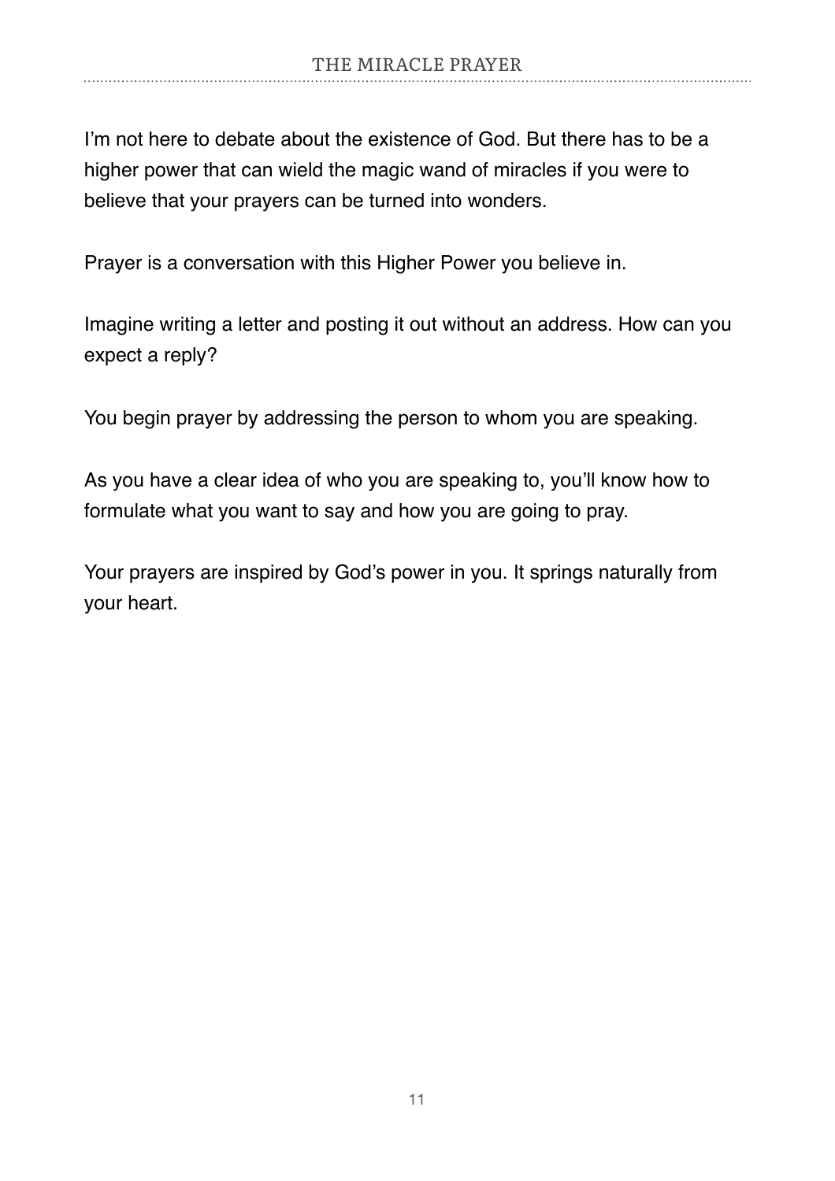I'm not here to debate about the existence of God. But there has to be a higher power that can wield the magic wand of miracles if you were to believe that your prayers can be turned into wonders.

Prayer is a conversation with this Higher Power you believe in.

Imagine writing a letter and posting it out without an address. How can you expect a reply?

You begin prayer by addressing the person to whom you are speaking.

As you have a clear idea of who you are speaking to, you'll know how to formulate what you want to say and how you are going to pray.

Your prayers are inspired by God's power in you. It springs naturally from your heart.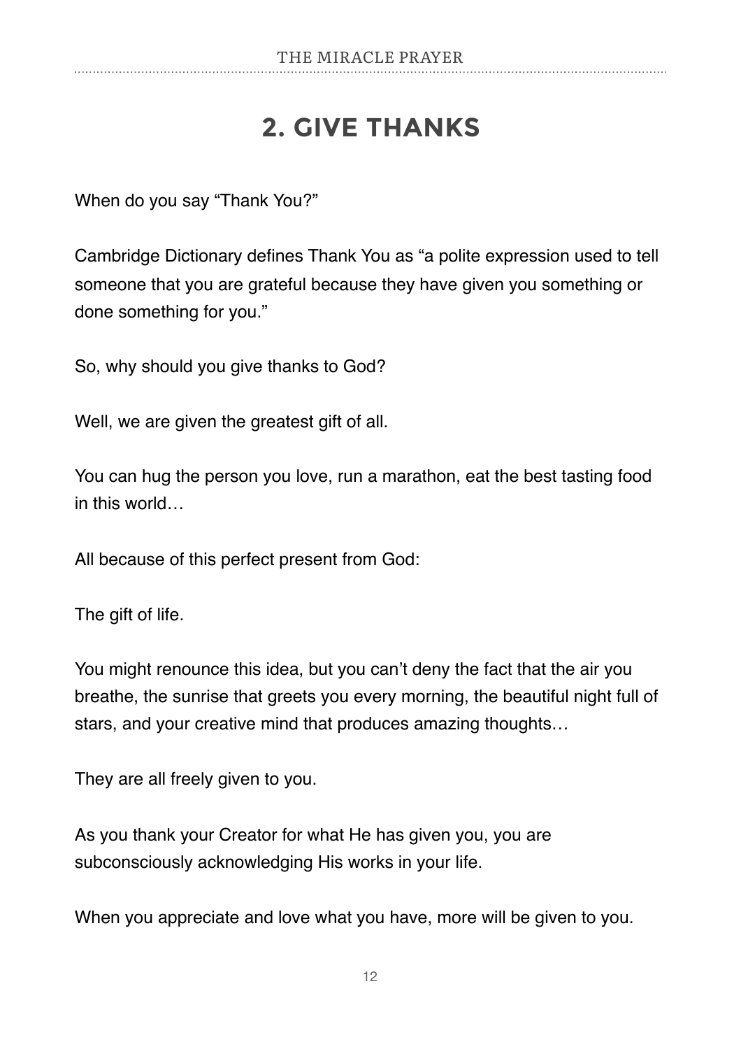## 2. GIVE THANKS

When do you say "Thank You?"

Cambridge Dictionary defines Thank You as "a polite expression used to tell someone that you are grateful because they have given you something or done something for you."

So, why should you give thanks to God?

Well, we are given the greatest gift of all.

You can hug the person you love, run a marathon, eat the best tasting food in this world…

All because of this perfect present from God:

The gift of life.

You might renounce this idea, but you can't deny the fact that the air you breathe, the sunrise that greets you every morning, the beautiful night full of stars, and your creative mind that produces amazing thoughts…

They are all freely given to you.

As you thank your Creator for what He has given you, you are subconsciously acknowledging His works in your life.

When you appreciate and love what you have, more will be given to you.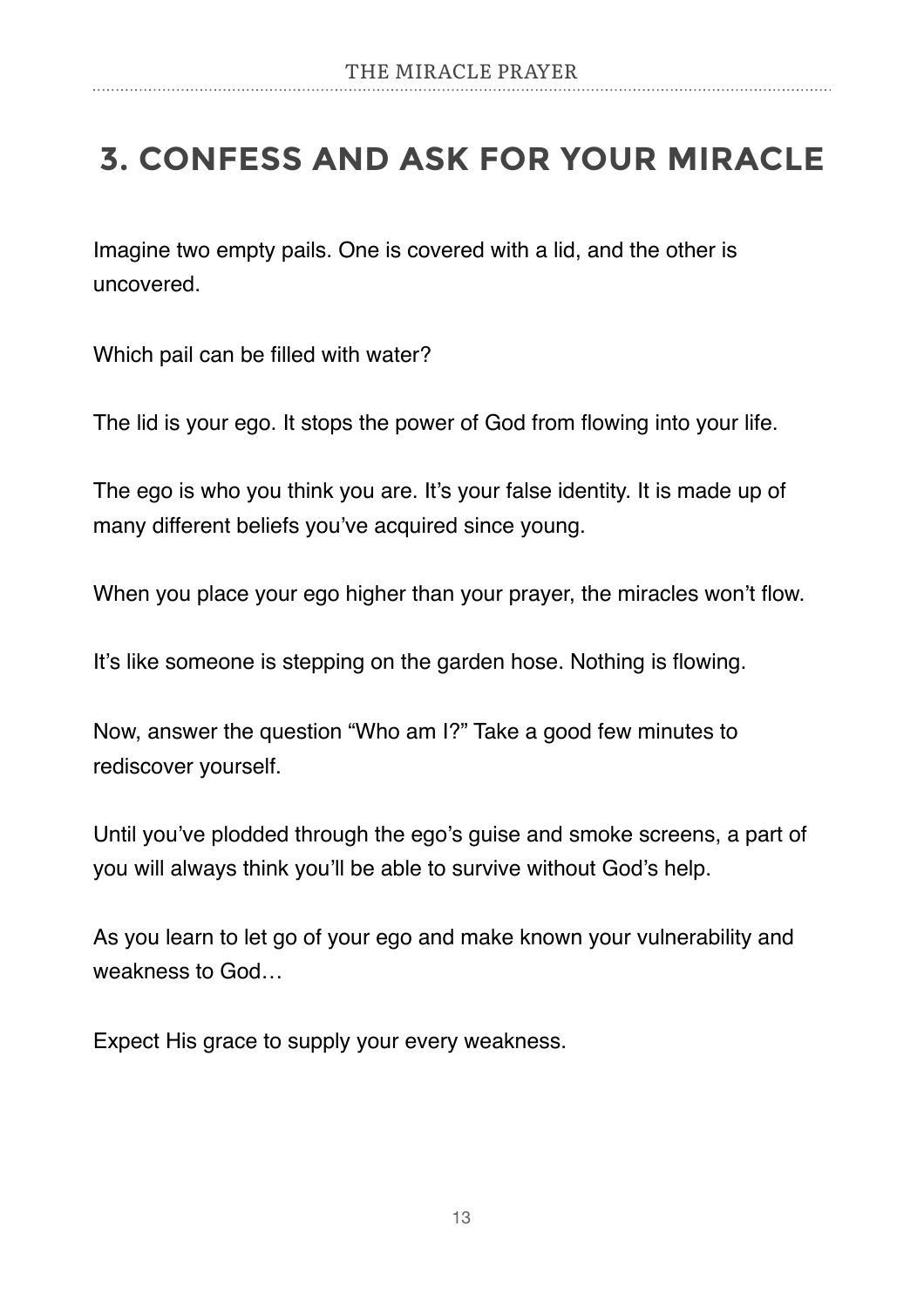# 3. CONFESS AND ASK FOR YOUR MIRACLE

Imagine two empty pails. One is covered with a lid, and the other is uncovered.

Which pail can be filled with water?

The lid is your ego. It stops the power of God from flowing into your life.

The ego is who you think you are. It's your false identity. It is made up of many different beliefs you've acquired since young.

When you place your ego higher than your prayer, the miracles won't flow.

It's like someone is stepping on the garden hose. Nothing is flowing.

Now, answer the question "Who am I?" Take a good few minutes to rediscover yourself.

Until you've plodded through the ego's guise and smoke screens, a part of you will always think you'll be able to survive without God's help.

As you learn to let go of your ego and make known your vulnerability and weakness to God…

Expect His grace to supply your every weakness.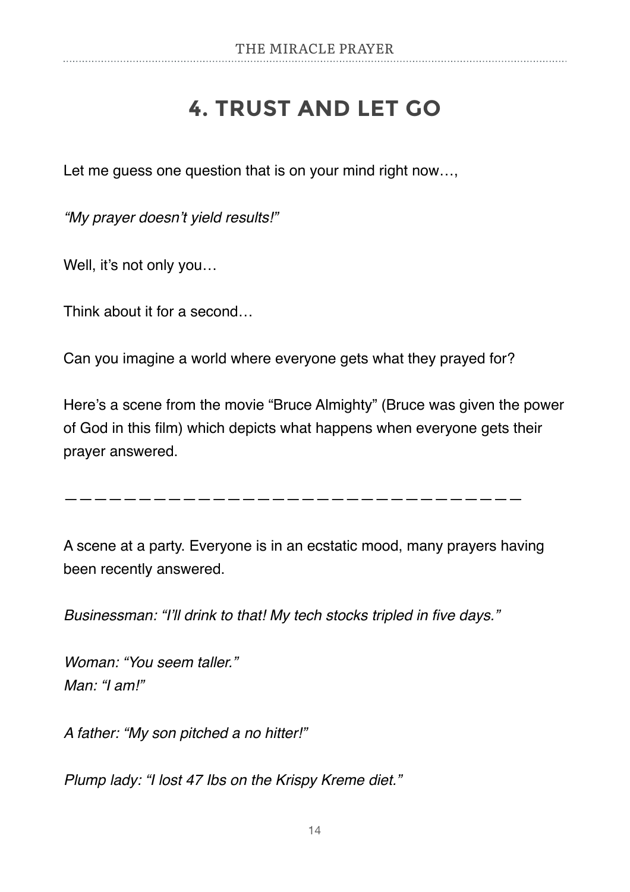# 4. TRUST AND LET GO

Let me guess one question that is on your mind right now…,

*"My prayer doesn't yield results!"*

Well, it's not only you…

Think about it for a second…

Can you imagine a world where everyone gets what they prayed for?

Here's a scene from the movie "Bruce Almighty" (Bruce was given the power of God in this film) which depicts what happens when everyone gets their prayer answered.

———————————————————————————————————

A scene at a party. Everyone is in an ecstatic mood, many prayers having been recently answered.

*Businessman: "I'll drink to that! My tech stocks tripled in five days."*

*Woman: "You seem taller."*
*Man: "I am!"*

*A father: "My son pitched a no hitter!"*

*Plump lady: "I lost 47 Ibs on the Krispy Kreme diet."*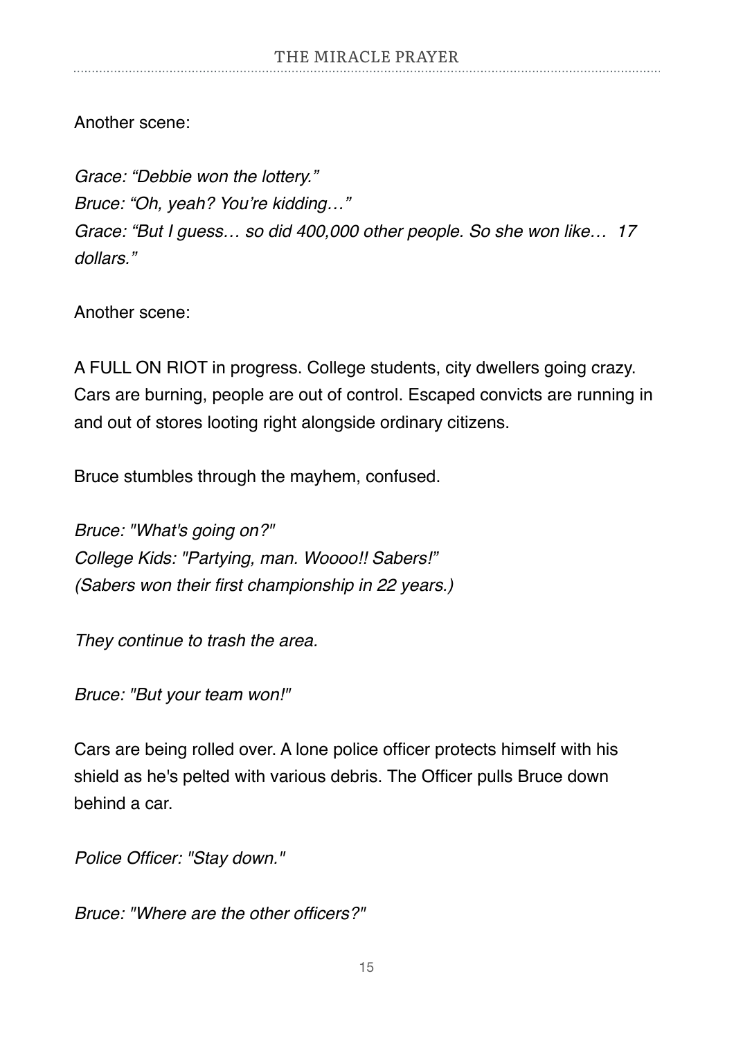Another scene:

*Grace: “Debbie won the lottery.”*
*Bruce: “Oh, yeah? You’re kidding…”*
*Grace: “But I guess… so did 400,000 other people. So she won like… 17 dollars.”*

Another scene:

A FULL ON RIOT in progress. College students, city dwellers going crazy. Cars are burning, people are out of control. Escaped convicts are running in and out of stores looting right alongside ordinary citizens.

Bruce stumbles through the mayhem, confused.

*Bruce: "What's going on?"*
*College Kids: "Partying, man. Woooo!! Sabers!”*
*(Sabers won their first championship in 22 years.)*

*They continue to trash the area.*

*Bruce: "But your team won!"*

Cars are being rolled over. A lone police officer protects himself with his shield as he's pelted with various debris. The Officer pulls Bruce down behind a car.

*Police Officer: "Stay down."*

*Bruce: "Where are the other officers?"*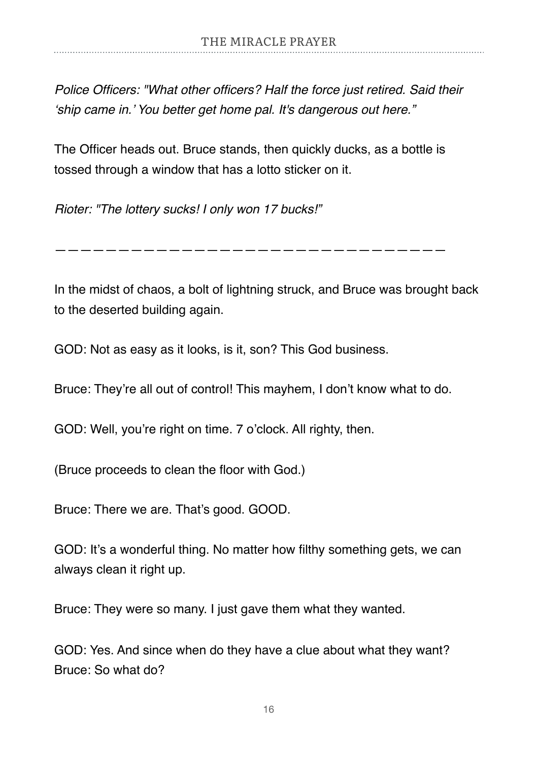*Police Officers: "What other officers? Half the force just retired. Said their 'ship came in.' You better get home pal. It's dangerous out here."*

The Officer heads out. Bruce stands, then quickly ducks, as a bottle is tossed through a window that has a lotto sticker on it.

*Rioter: "The lottery sucks! I only won 17 bucks!"*

———————————————————————————————

In the midst of chaos, a bolt of lightning struck, and Bruce was brought back to the deserted building again.

GOD: Not as easy as it looks, is it, son? This God business.

Bruce: They're all out of control! This mayhem, I don't know what to do.

GOD: Well, you're right on time. 7 o'clock. All righty, then.

(Bruce proceeds to clean the floor with God.)

Bruce: There we are. That's good. GOOD.

GOD: It's a wonderful thing. No matter how filthy something gets, we can always clean it right up.

Bruce: They were so many. I just gave them what they wanted.

GOD: Yes. And since when do they have a clue about what they want?
Bruce: So what do?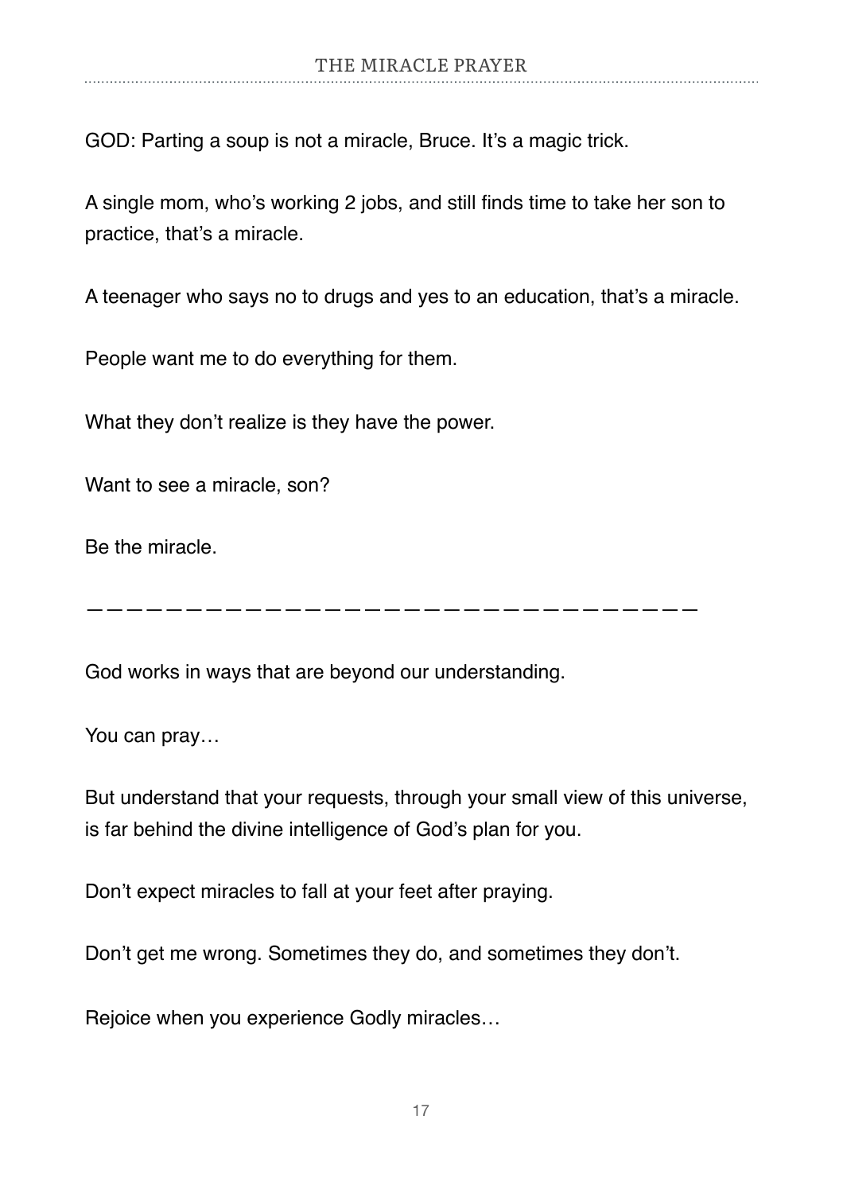GOD: Parting a soup is not a miracle, Bruce. It's a magic trick.

A single mom, who's working 2 jobs, and still finds time to take her son to practice, that's a miracle.

A teenager who says no to drugs and yes to an education, that's a miracle.

People want me to do everything for them.

What they don't realize is they have the power.

Want to see a miracle, son?

Be the miracle.

---

God works in ways that are beyond our understanding.

You can pray…

But understand that your requests, through your small view of this universe, is far behind the divine intelligence of God's plan for you.

Don't expect miracles to fall at your feet after praying.

Don't get me wrong. Sometimes they do, and sometimes they don't.

Rejoice when you experience Godly miracles…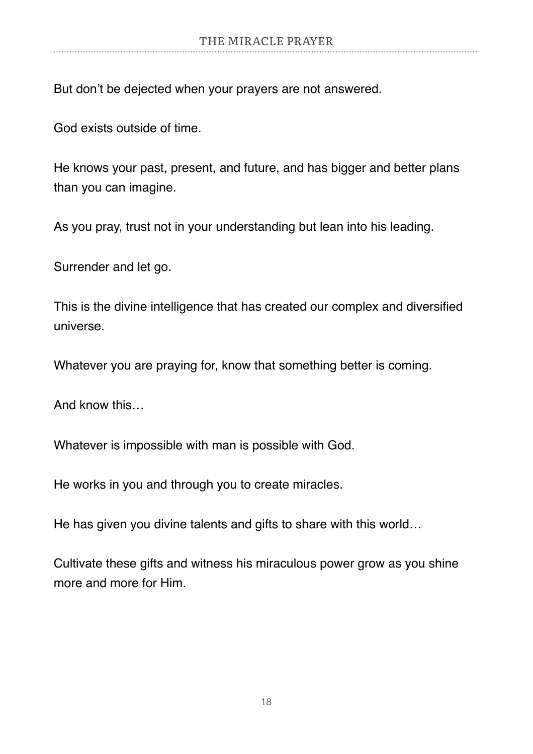But don't be dejected when your prayers are not answered.

God exists outside of time.

He knows your past, present, and future, and has bigger and better plans than you can imagine.

As you pray, trust not in your understanding but lean into his leading.

Surrender and let go.

This is the divine intelligence that has created our complex and diversified universe.

Whatever you are praying for, know that something better is coming.

And know this…

Whatever is impossible with man is possible with God.

He works in you and through you to create miracles.

He has given you divine talents and gifts to share with this world…

Cultivate these gifts and witness his miraculous power grow as you shine more and more for Him.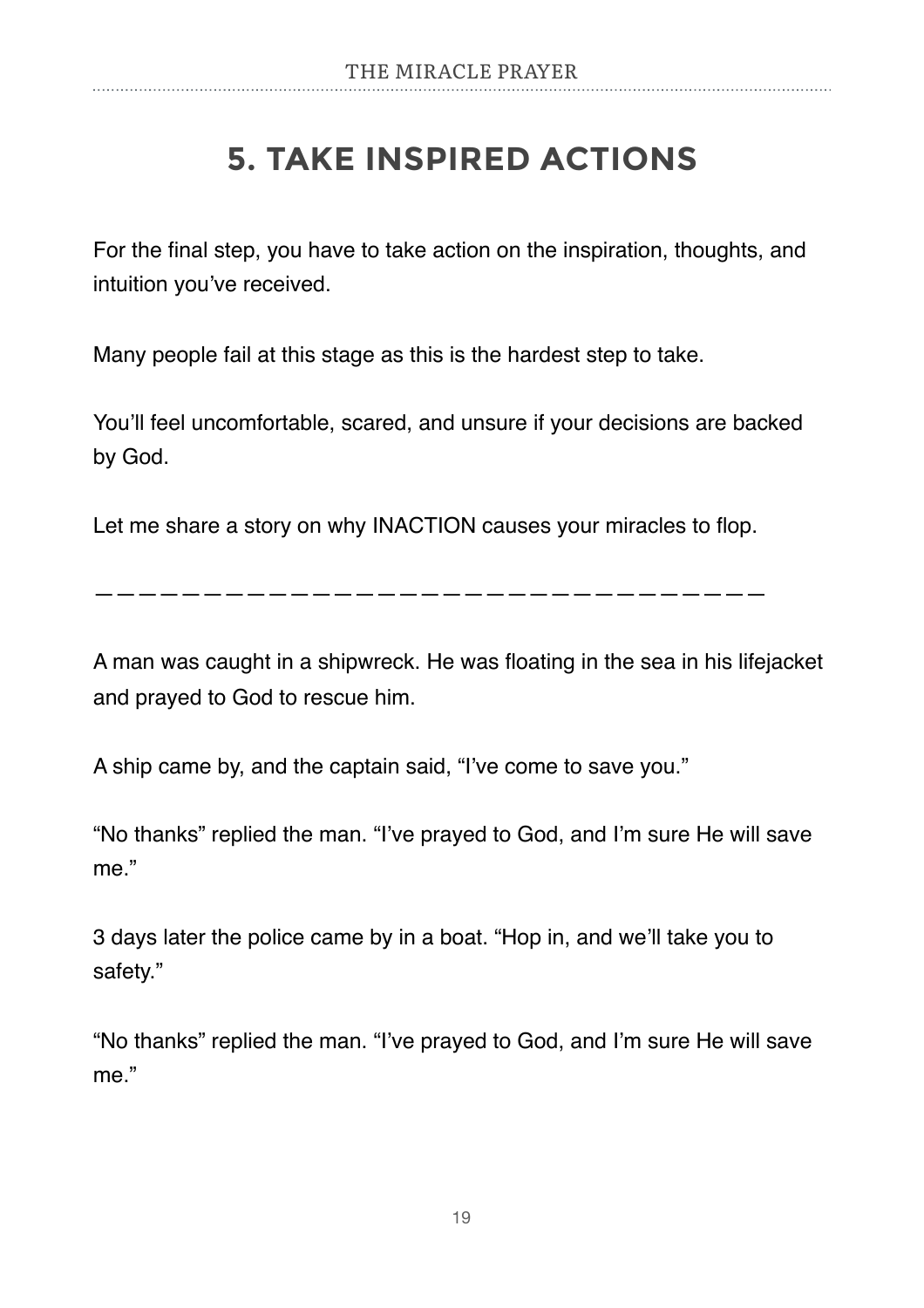# 5. TAKE INSPIRED ACTIONS

For the final step, you have to take action on the inspiration, thoughts, and intuition you've received.

Many people fail at this stage as this is the hardest step to take.

You'll feel uncomfortable, scared, and unsure if your decisions are backed by God.

Let me share a story on why INACTION causes your miracles to flop.

———————————————————————————————

A man was caught in a shipwreck. He was floating in the sea in his lifejacket and prayed to God to rescue him.

A ship came by, and the captain said, "I've come to save you."

"No thanks" replied the man. "I've prayed to God, and I'm sure He will save me."

3 days later the police came by in a boat. "Hop in, and we'll take you to safety."

"No thanks" replied the man. "I've prayed to God, and I'm sure He will save me."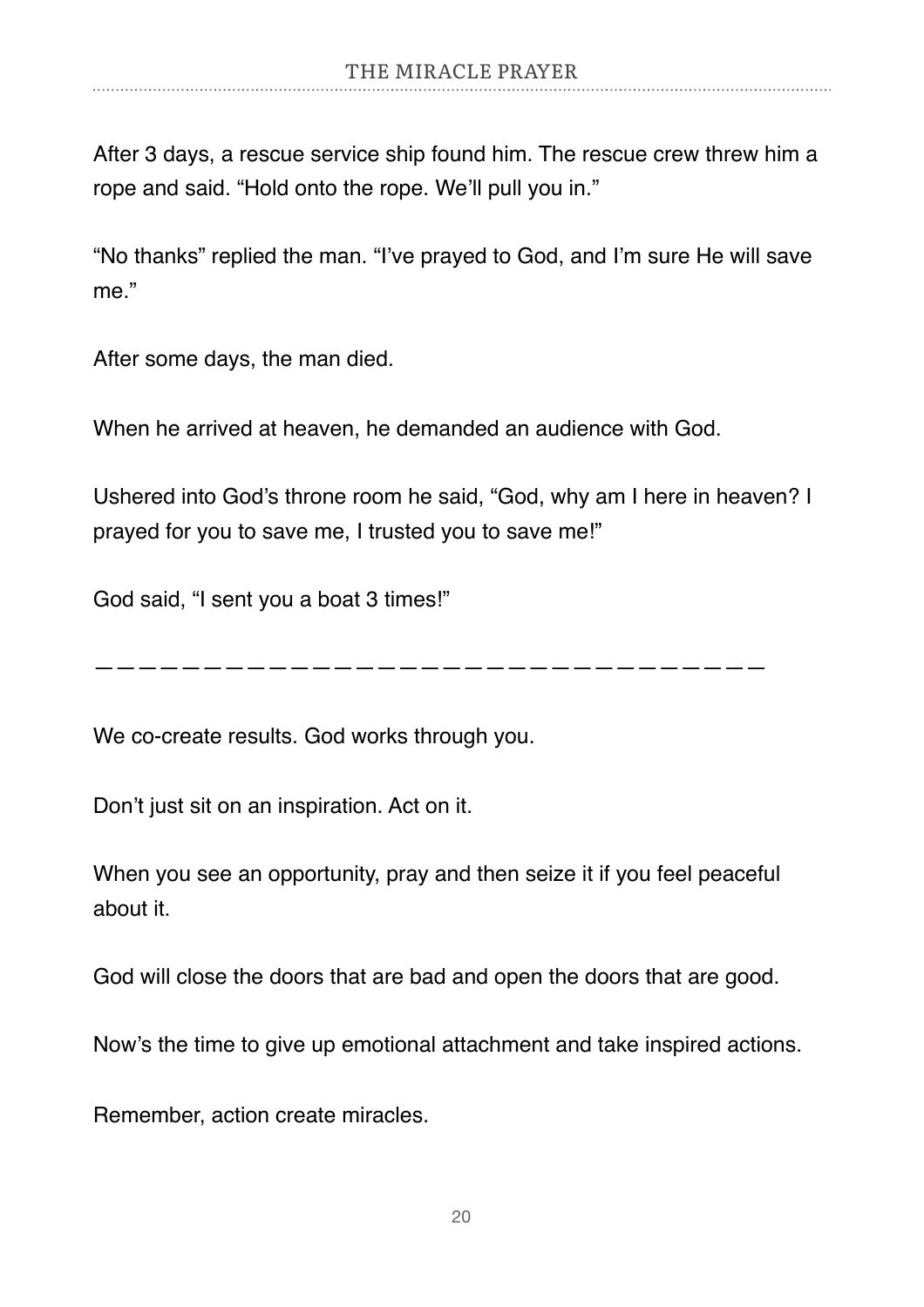After 3 days, a rescue service ship found him. The rescue crew threw him a rope and said. “Hold onto the rope. We’ll pull you in.”

“No thanks” replied the man. “I’ve prayed to God, and I’m sure He will save me.”

After some days, the man died.

When he arrived at heaven, he demanded an audience with God.

Ushered into God’s throne room he said, “God, why am I here in heaven? I prayed for you to save me, I trusted you to save me!”

God said, “I sent you a boat 3 times!”

—————————————————————————————————

We co-create results. God works through you.

Don’t just sit on an inspiration. Act on it.

When you see an opportunity, pray and then seize it if you feel peaceful about it.

God will close the doors that are bad and open the doors that are good.

Now’s the time to give up emotional attachment and take inspired actions.

Remember, action create miracles.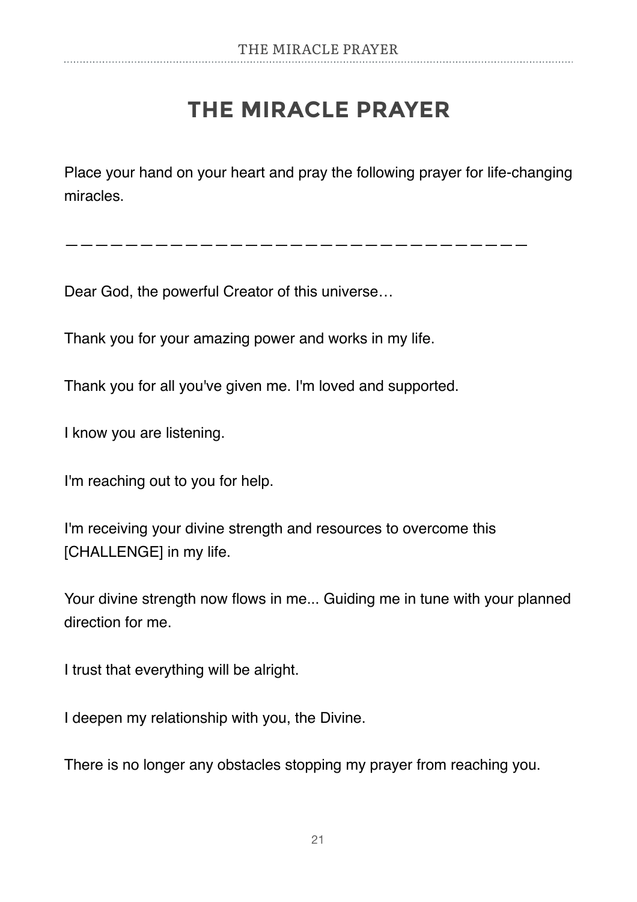# THE MIRACLE PRAYER

Place your hand on your heart and pray the following prayer for life-changing miracles.

———————————————————————————————————

Dear God, the powerful Creator of this universe…

Thank you for your amazing power and works in my life.

Thank you for all you've given me. I'm loved and supported.

I know you are listening.

I'm reaching out to you for help.

I'm receiving your divine strength and resources to overcome this [CHALLENGE] in my life.

Your divine strength now flows in me... Guiding me in tune with your planned direction for me.

I trust that everything will be alright.

I deepen my relationship with you, the Divine.

There is no longer any obstacles stopping my prayer from reaching you.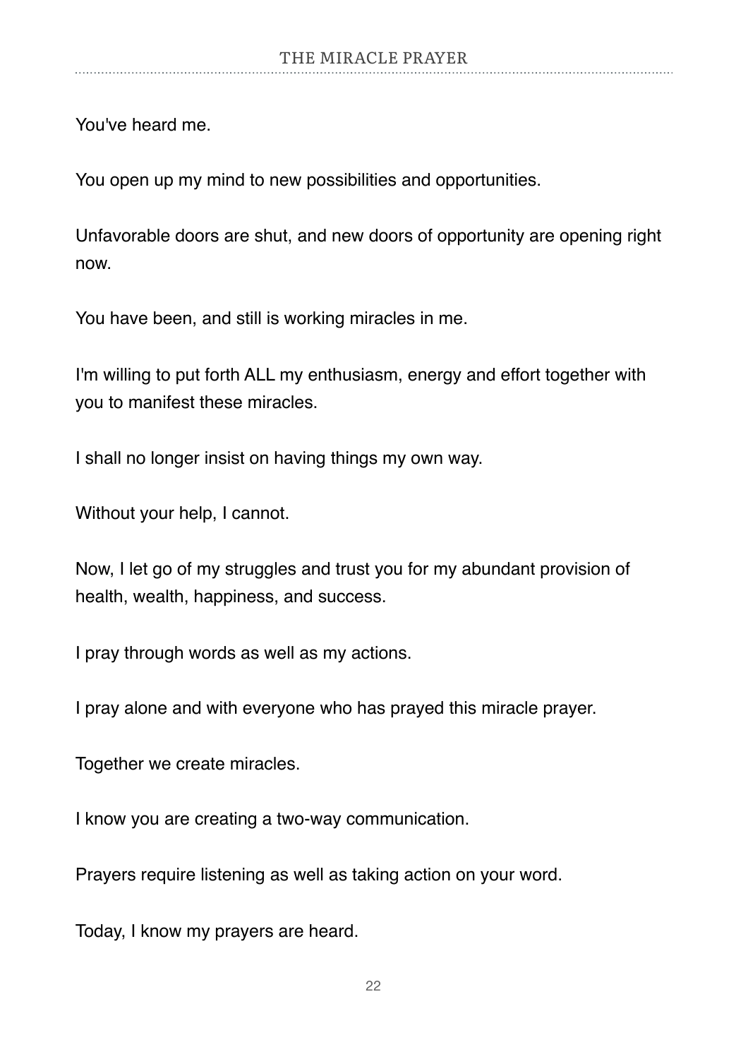You've heard me.

You open up my mind to new possibilities and opportunities.

Unfavorable doors are shut, and new doors of opportunity are opening right now.

You have been, and still is working miracles in me.

I'm willing to put forth ALL my enthusiasm, energy and effort together with you to manifest these miracles.

I shall no longer insist on having things my own way.

Without your help, I cannot.

Now, I let go of my struggles and trust you for my abundant provision of health, wealth, happiness, and success.

I pray through words as well as my actions.

I pray alone and with everyone who has prayed this miracle prayer.

Together we create miracles.

I know you are creating a two-way communication.

Prayers require listening as well as taking action on your word.

Today, I know my prayers are heard.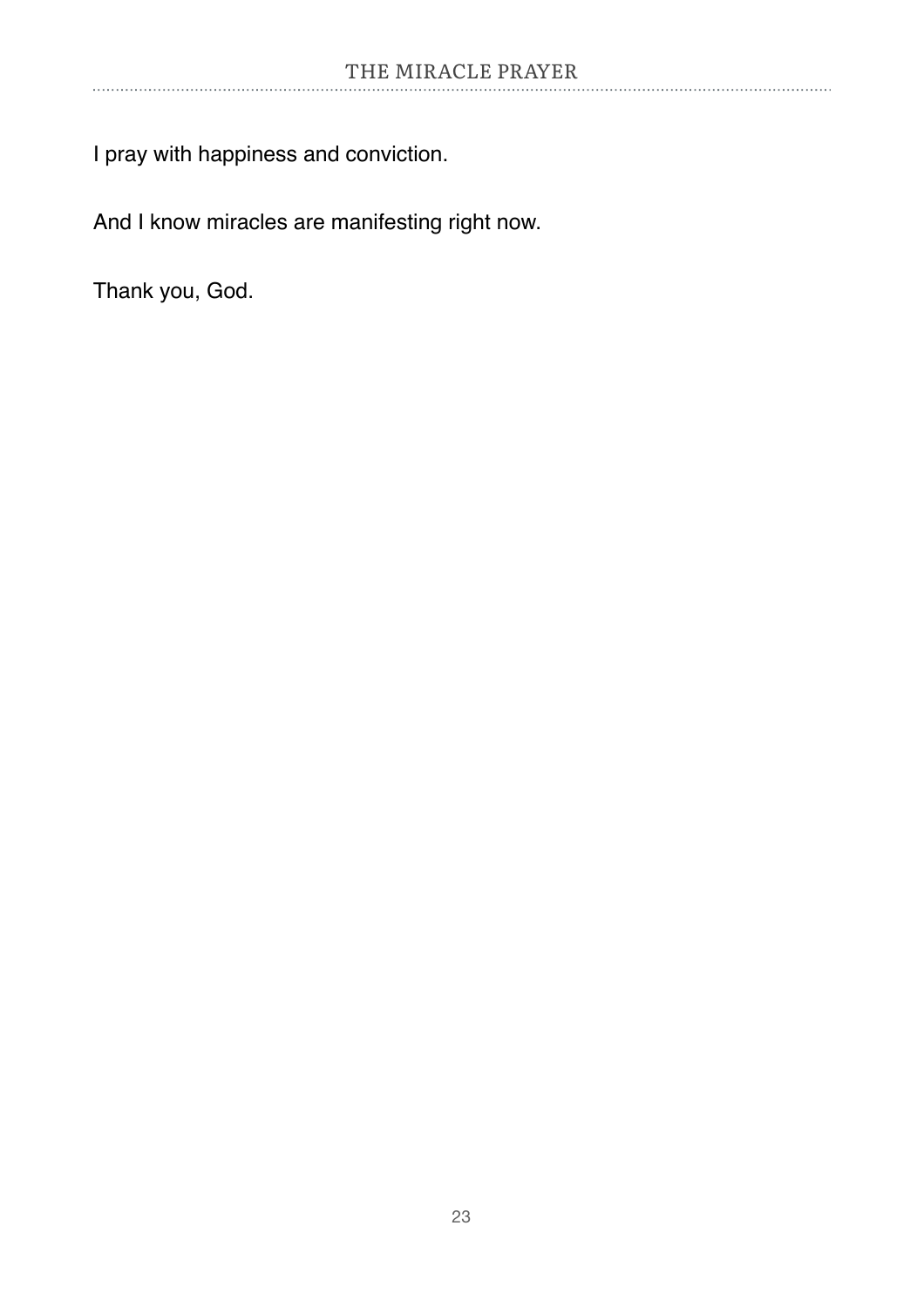I pray with happiness and conviction.

And I know miracles are manifesting right now.

Thank you, God.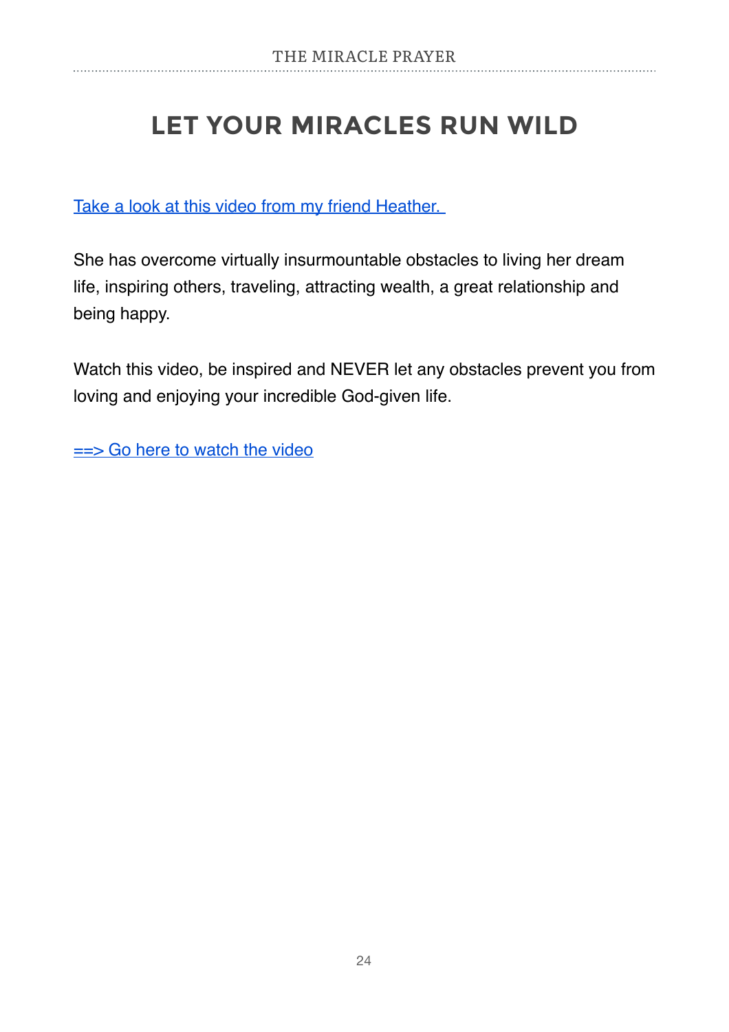# LET YOUR MIRACLES RUN WILD

Take a look at this video from my friend Heather.

She has overcome virtually insurmountable obstacles to living her dream life, inspiring others, traveling, attracting wealth, a great relationship and being happy.

Watch this video, be inspired and NEVER let any obstacles prevent you from loving and enjoying your incredible God-given life.

==> Go here to watch the video